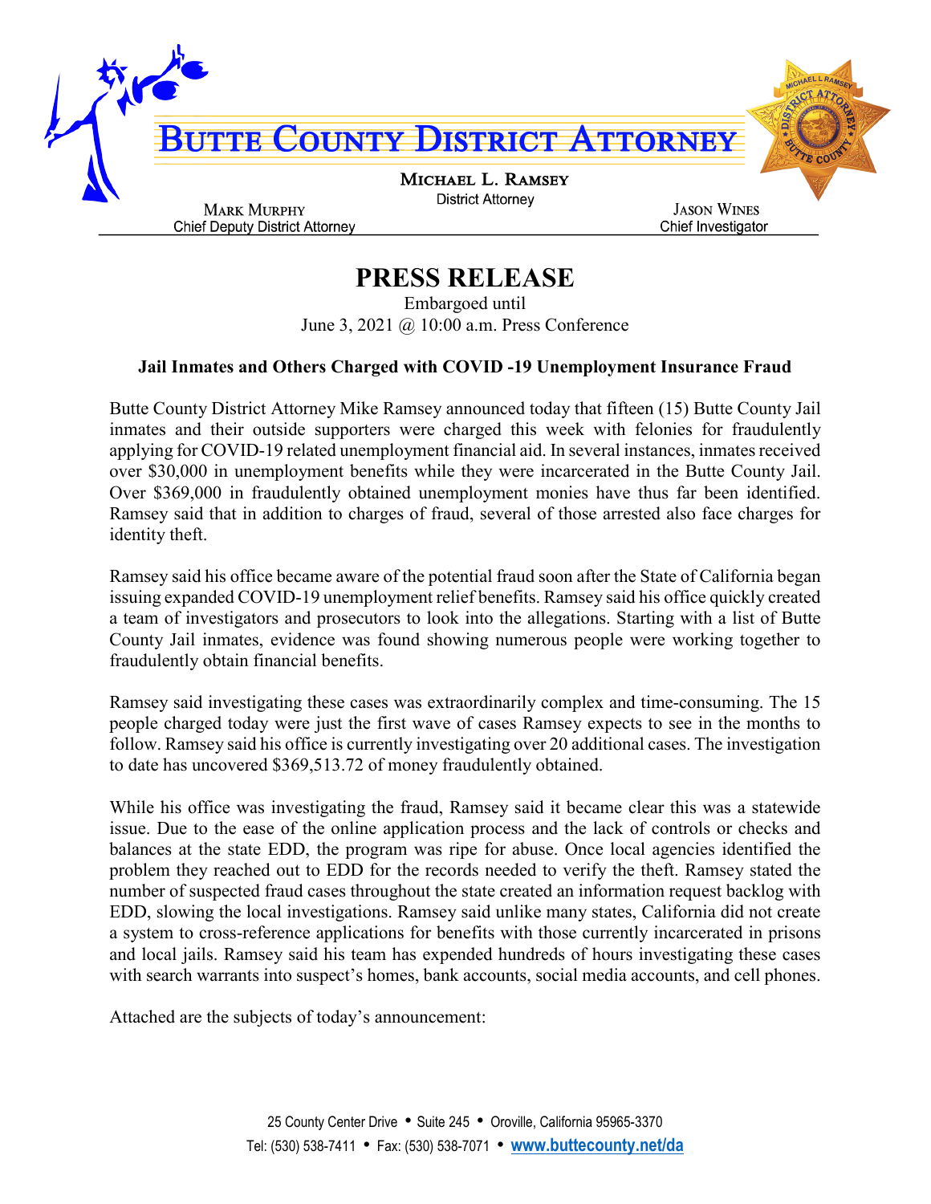# Butte County District Attorney

**Michael L. Ramsey**
District Attorney

**Mark Murphy**
Chief Deputy District Attorney

**Jason Wines**
Chief Investigator

# PRESS RELEASE

Embargoed until
June 3, 2021 @ 10:00 a.m. Press Conference

**Jail Inmates and Others Charged with COVID -19 Unemployment Insurance Fraud**

Butte County District Attorney Mike Ramsey announced today that fifteen (15) Butte County Jail inmates and their outside supporters were charged this week with felonies for fraudulently applying for COVID-19 related unemployment financial aid. In several instances, inmates received over $30,000 in unemployment benefits while they were incarcerated in the Butte County Jail. Over $369,000 in fraudulently obtained unemployment monies have thus far been identified. Ramsey said that in addition to charges of fraud, several of those arrested also face charges for identity theft.

Ramsey said his office became aware of the potential fraud soon after the State of California began issuing expanded COVID-19 unemployment relief benefits. Ramsey said his office quickly created a team of investigators and prosecutors to look into the allegations. Starting with a list of Butte County Jail inmates, evidence was found showing numerous people were working together to fraudulently obtain financial benefits.

Ramsey said investigating these cases was extraordinarily complex and time-consuming. The 15 people charged today were just the first wave of cases Ramsey expects to see in the months to follow. Ramsey said his office is currently investigating over 20 additional cases. The investigation to date has uncovered $369,513.72 of money fraudulently obtained.

While his office was investigating the fraud, Ramsey said it became clear this was a statewide issue. Due to the ease of the online application process and the lack of controls or checks and balances at the state EDD, the program was ripe for abuse. Once local agencies identified the problem they reached out to EDD for the records needed to verify the theft. Ramsey stated the number of suspected fraud cases throughout the state created an information request backlog with EDD, slowing the local investigations. Ramsey said unlike many states, California did not create a system to cross-reference applications for benefits with those currently incarcerated in prisons and local jails. Ramsey said his team has expended hundreds of hours investigating these cases with search warrants into suspect's homes, bank accounts, social media accounts, and cell phones.

Attached are the subjects of today's announcement:

25 County Center Drive • Suite 245 • Oroville, California 95965-3370
Tel: (530) 538-7411 • Fax: (530) 538-7071 • www.buttecounty.net/da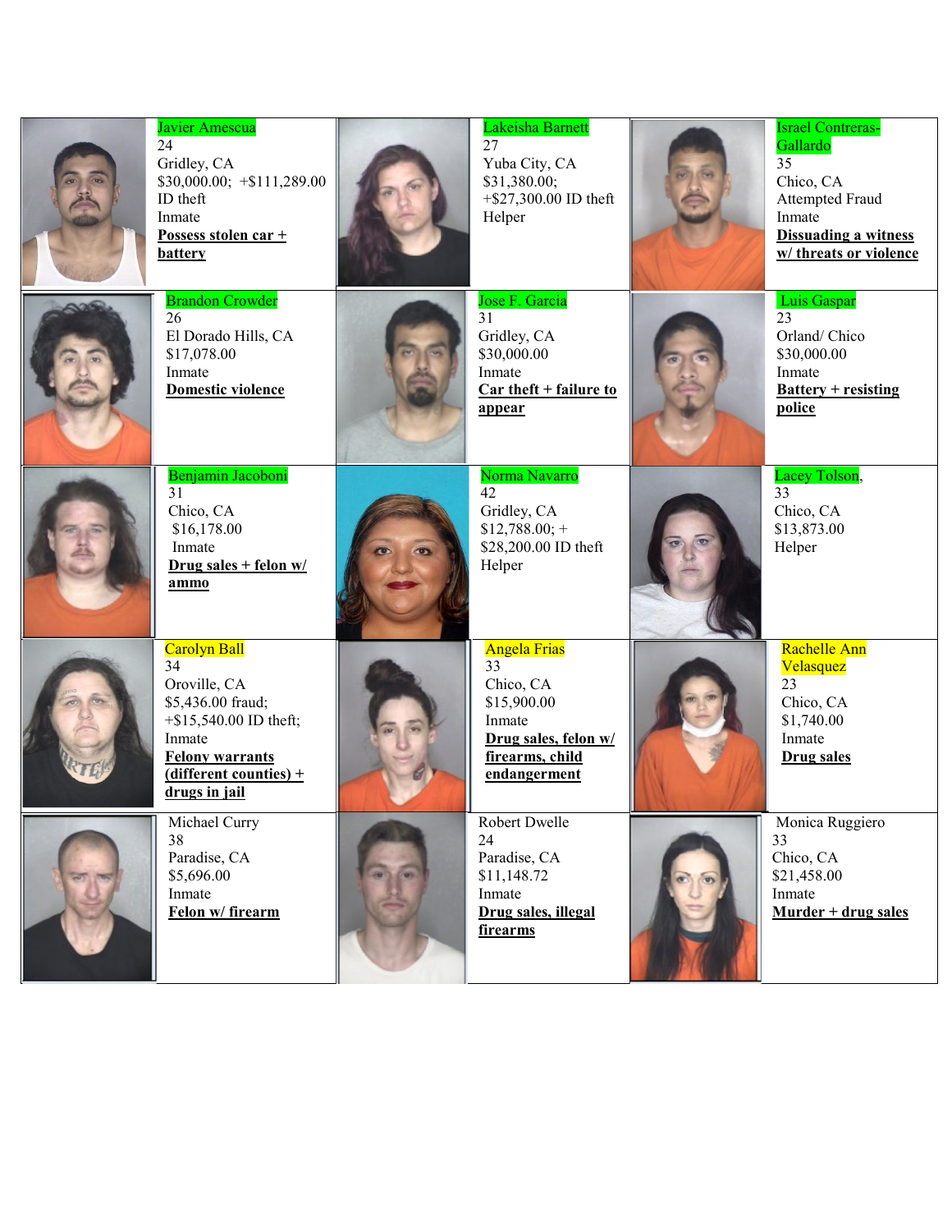| | | | | | |
|---|---|---|---|---|---|
| | Javier Amescua<br>24<br>Gridley, CA<br>$30,000.00; +$111,289.00 ID theft<br>Inmate<br>**Possess stolen car + battery** | | Lakeisha Barnett<br>27<br>Yuba City, CA<br>$31,380.00;<br>+$27,300.00 ID theft<br>Helper | | Israel Contreras-Gallardo<br>35<br>Chico, CA<br>Attempted Fraud<br>Inmate<br>**Dissuading a witness w/ threats or violence** |
| | Brandon Crowder<br>26<br>El Dorado Hills, CA<br>$17,078.00<br>Inmate<br>**Domestic violence** | | Jose F. Garcia<br>31<br>Gridley, CA<br>$30,000.00<br>Inmate<br>**Car theft + failure to appear** | | Luis Gaspar<br>23<br>Orland/ Chico<br>$30,000.00<br>Inmate<br>**Battery + resisting police** |
| | Benjamin Jacoboni<br>31<br>Chico, CA<br>$16,178.00<br>Inmate<br>**Drug sales + felon w/ ammo** | | Norma Navarro<br>42<br>Gridley, CA<br>$12,788.00; +<br>$28,200.00 ID theft<br>Helper | | Lacey Tolson,<br>33<br>Chico, CA<br>$13,873.00<br>Helper |
| | Carolyn Ball<br>34<br>Oroville, CA<br>$5,436.00 fraud;<br>+$15,540.00 ID theft;<br>Inmate<br>**Felony warrants (different counties) + drugs in jail** | | Angela Frias<br>33<br>Chico, CA<br>$15,900.00<br>Inmate<br>**Drug sales, felon w/ firearms, child endangerment** | | Rachelle Ann Velasquez<br>23<br>Chico, CA<br>$1,740.00<br>Inmate<br>**Drug sales** |
| | Michael Curry<br>38<br>Paradise, CA<br>$5,696.00<br>Inmate<br>**Felon w/ firearm** | | Robert Dwelle<br>24<br>Paradise, CA<br>$11,148.72<br>Inmate<br>**Drug sales, illegal firearms** | | Monica Ruggiero<br>33<br>Chico, CA<br>$21,458.00<br>Inmate<br>**Murder + drug sales** |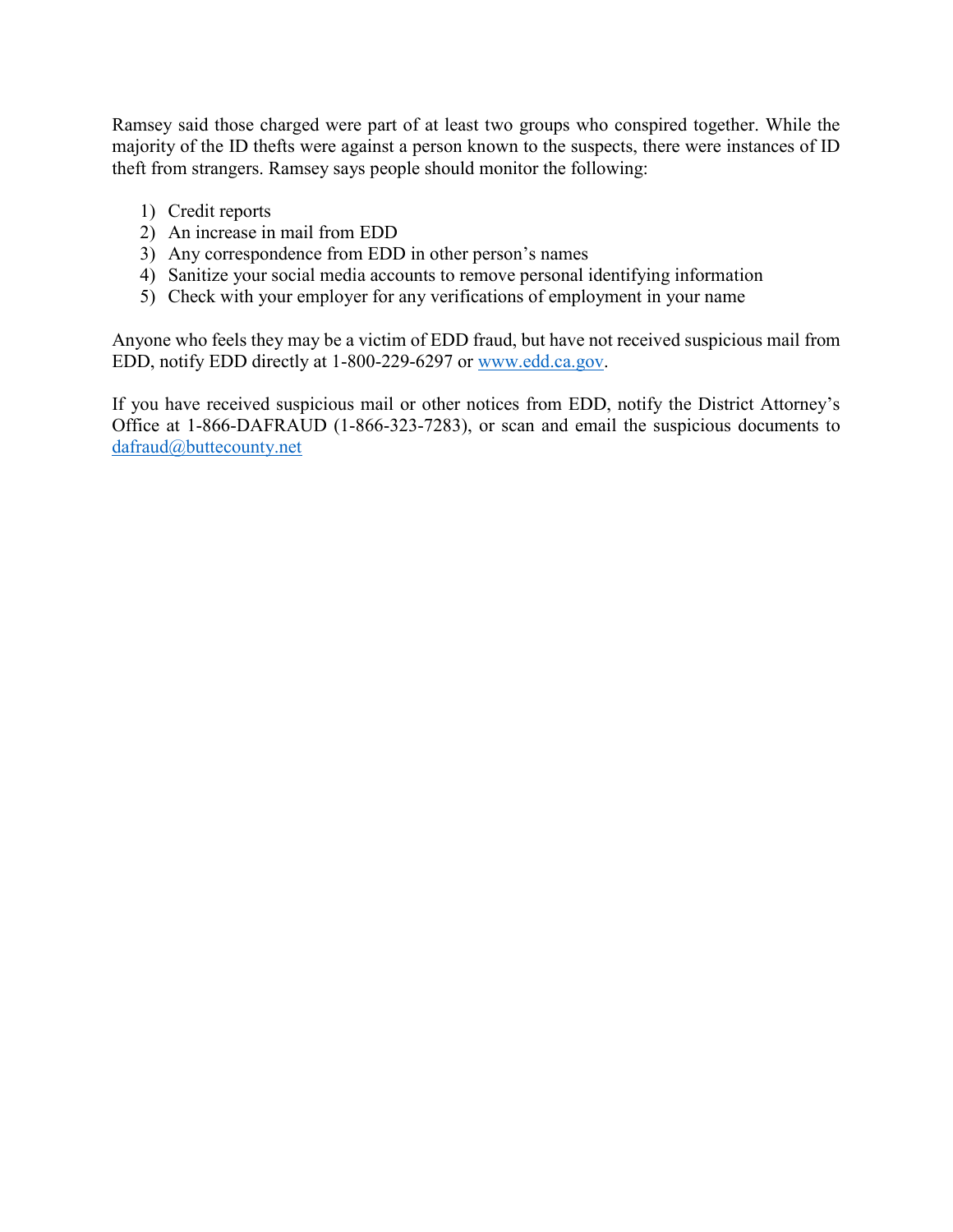Ramsey said those charged were part of at least two groups who conspired together. While the majority of the ID thefts were against a person known to the suspects, there were instances of ID theft from strangers. Ramsey says people should monitor the following:

1) Credit reports
2) An increase in mail from EDD
3) Any correspondence from EDD in other person's names
4) Sanitize your social media accounts to remove personal identifying information
5) Check with your employer for any verifications of employment in your name

Anyone who feels they may be a victim of EDD fraud, but have not received suspicious mail from EDD, notify EDD directly at 1-800-229-6297 or [www.edd.ca.gov](http://www.edd.ca.gov).

If you have received suspicious mail or other notices from EDD, notify the District Attorney's Office at 1-866-DAFRAUD (1-866-323-7283), or scan and email the suspicious documents to [dafraud@buttecounty.net](mailto:dafraud@buttecounty.net)